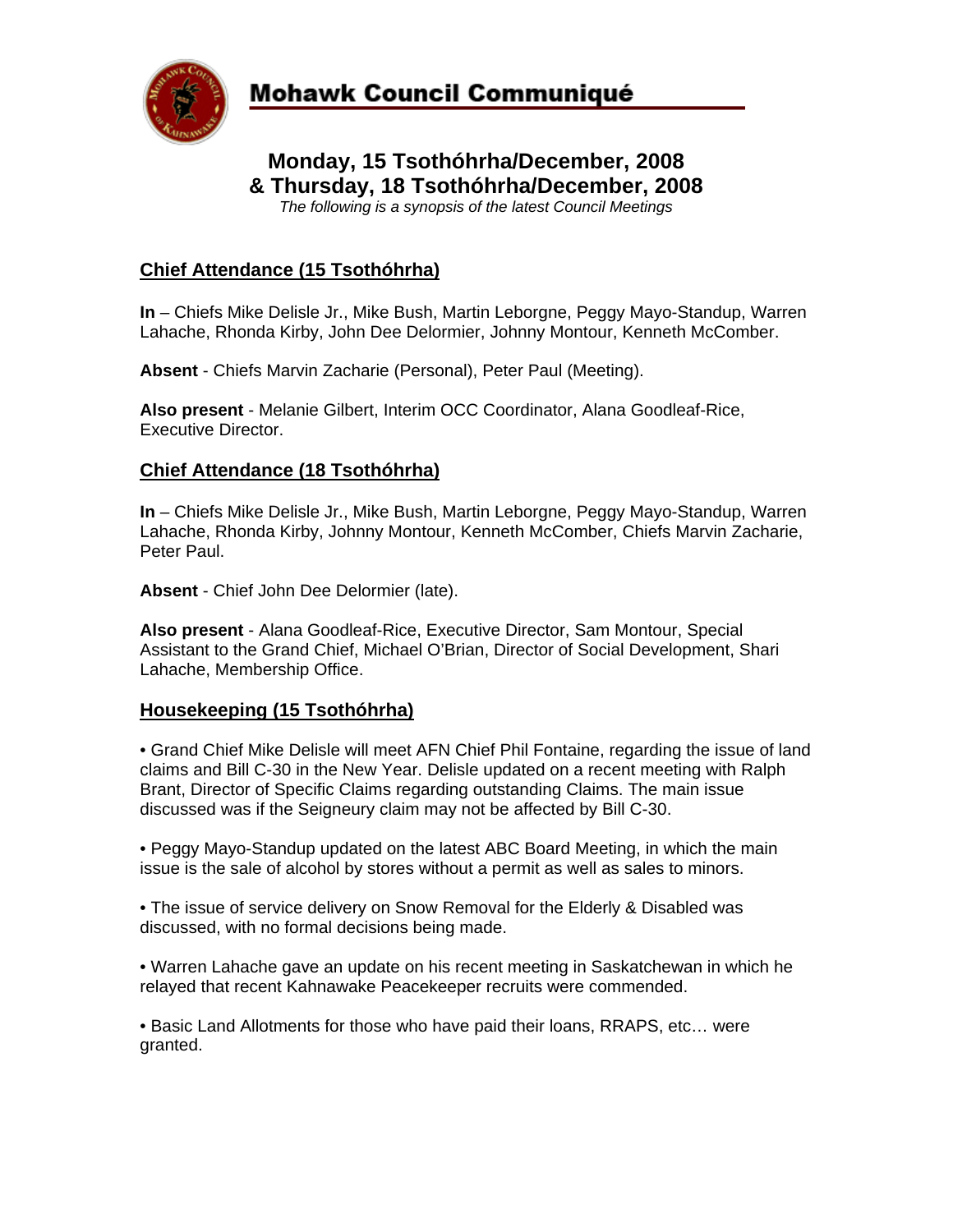# Mohawk Council Communiqué

## Monday, 15 Tsothóhrha/December, 2008
## & Thursday, 18 Tsothóhrha/December, 2008

*The following is a synopsis of the latest Council Meetings*

### Chief Attendance (15 Tsothóhrha)

**In** – Chiefs Mike Delisle Jr., Mike Bush, Martin Leborgne, Peggy Mayo-Standup, Warren Lahache, Rhonda Kirby, John Dee Delormier, Johnny Montour, Kenneth McComber.

**Absent** - Chiefs Marvin Zacharie (Personal), Peter Paul (Meeting).

**Also present** - Melanie Gilbert, Interim OCC Coordinator, Alana Goodleaf-Rice, Executive Director.

### Chief Attendance (18 Tsothóhrha)

**In** – Chiefs Mike Delisle Jr., Mike Bush, Martin Leborgne, Peggy Mayo-Standup, Warren Lahache, Rhonda Kirby, Johnny Montour, Kenneth McComber, Chiefs Marvin Zacharie, Peter Paul.

**Absent** - Chief John Dee Delormier (late).

**Also present** - Alana Goodleaf-Rice, Executive Director, Sam Montour, Special Assistant to the Grand Chief, Michael O'Brian, Director of Social Development, Shari Lahache, Membership Office.

### Housekeeping (15 Tsothóhrha)

• Grand Chief Mike Delisle will meet AFN Chief Phil Fontaine, regarding the issue of land claims and Bill C-30 in the New Year. Delisle updated on a recent meeting with Ralph Brant, Director of Specific Claims regarding outstanding Claims. The main issue discussed was if the Seigneury claim may not be affected by Bill C-30.

• Peggy Mayo-Standup updated on the latest ABC Board Meeting, in which the main issue is the sale of alcohol by stores without a permit as well as sales to minors.

• The issue of service delivery on Snow Removal for the Elderly & Disabled was discussed, with no formal decisions being made.

• Warren Lahache gave an update on his recent meeting in Saskatchewan in which he relayed that recent Kahnawake Peacekeeper recruits were commended.

• Basic Land Allotments for those who have paid their loans, RRAPS, etc… were granted.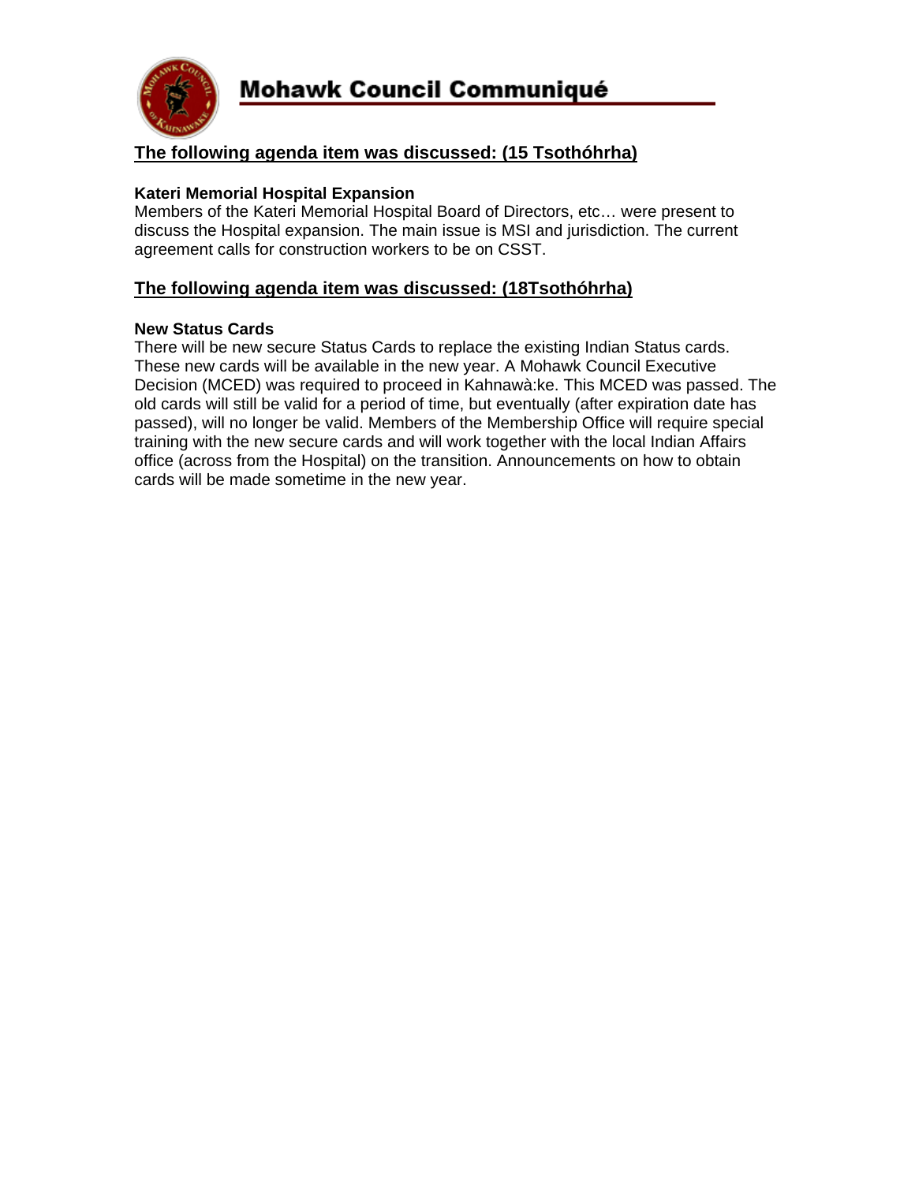**The following agenda item was discussed: (15 Tsothóhrha)**

**Kateri Memorial Hospital Expansion**

Members of the Kateri Memorial Hospital Board of Directors, etc… were present to discuss the Hospital expansion. The main issue is MSI and jurisdiction. The current agreement calls for construction workers to be on CSST.

**The following agenda item was discussed: (18Tsothóhrha)**

**New Status Cards**

There will be new secure Status Cards to replace the existing Indian Status cards. These new cards will be available in the new year. A Mohawk Council Executive Decision (MCED) was required to proceed in Kahnawà:ke. This MCED was passed. The old cards will still be valid for a period of time, but eventually (after expiration date has passed), will no longer be valid. Members of the Membership Office will require special training with the new secure cards and will work together with the local Indian Affairs office (across from the Hospital) on the transition. Announcements on how to obtain cards will be made sometime in the new year.